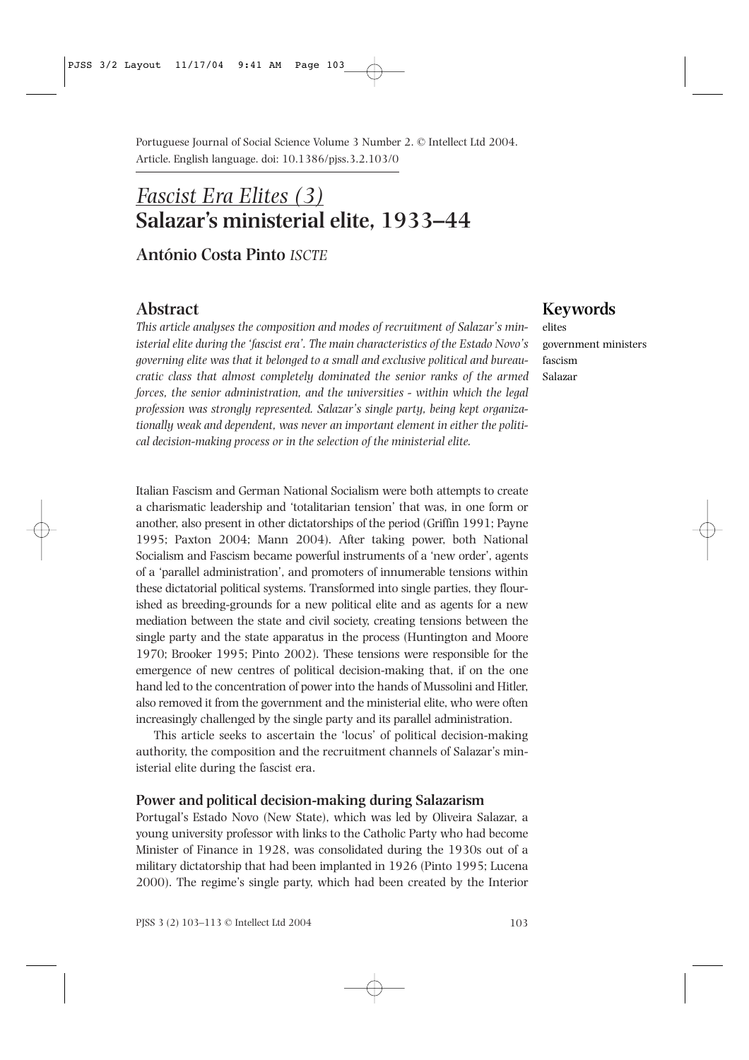Portuguese Journal of Social Science Volume 3 Number 2. © Intellect Ltd 2004. Article. English language. doi: 10.1386/pjss.3.2.103/0

# *Fascist Era Elites (3)* Salazar's ministerial elite, 1933–44

**António Costa Pinto** *ISCTE*

## Abstract

*This article analyses the composition and modes of recruitment of Salazar's ministerial elite during the 'fascist era'. The main characteristics of the Estado Novo's governing elite was that it belonged to a small and exclusive political and bureaucratic class that almost completely dominated the senior ranks of the armed forces, the senior administration, and the universities - within which the legal profession was strongly represented. Salazar's single party, being kept organizationally weak and dependent, was never an important element in either the political decision-making process or in the selection of the ministerial elite.*

## Keywords

elites
government ministers
fascism
Salazar

Italian Fascism and German National Socialism were both attempts to create a charismatic leadership and 'totalitarian tension' that was, in one form or another, also present in other dictatorships of the period (Griffin 1991; Payne 1995; Paxton 2004; Mann 2004). After taking power, both National Socialism and Fascism became powerful instruments of a 'new order', agents of a 'parallel administration', and promoters of innumerable tensions within these dictatorial political systems. Transformed into single parties, they flourished as breeding-grounds for a new political elite and as agents for a new mediation between the state and civil society, creating tensions between the single party and the state apparatus in the process (Huntington and Moore 1970; Brooker 1995; Pinto 2002). These tensions were responsible for the emergence of new centres of political decision-making that, if on the one hand led to the concentration of power into the hands of Mussolini and Hitler, also removed it from the government and the ministerial elite, who were often increasingly challenged by the single party and its parallel administration.

This article seeks to ascertain the 'locus' of political decision-making authority, the composition and the recruitment channels of Salazar's ministerial elite during the fascist era.

### Power and political decision-making during Salazarism

Portugal's Estado Novo (New State), which was led by Oliveira Salazar, a young university professor with links to the Catholic Party who had become Minister of Finance in 1928, was consolidated during the 1930s out of a military dictatorship that had been implanted in 1926 (Pinto 1995; Lucena 2000). The regime's single party, which had been created by the Interior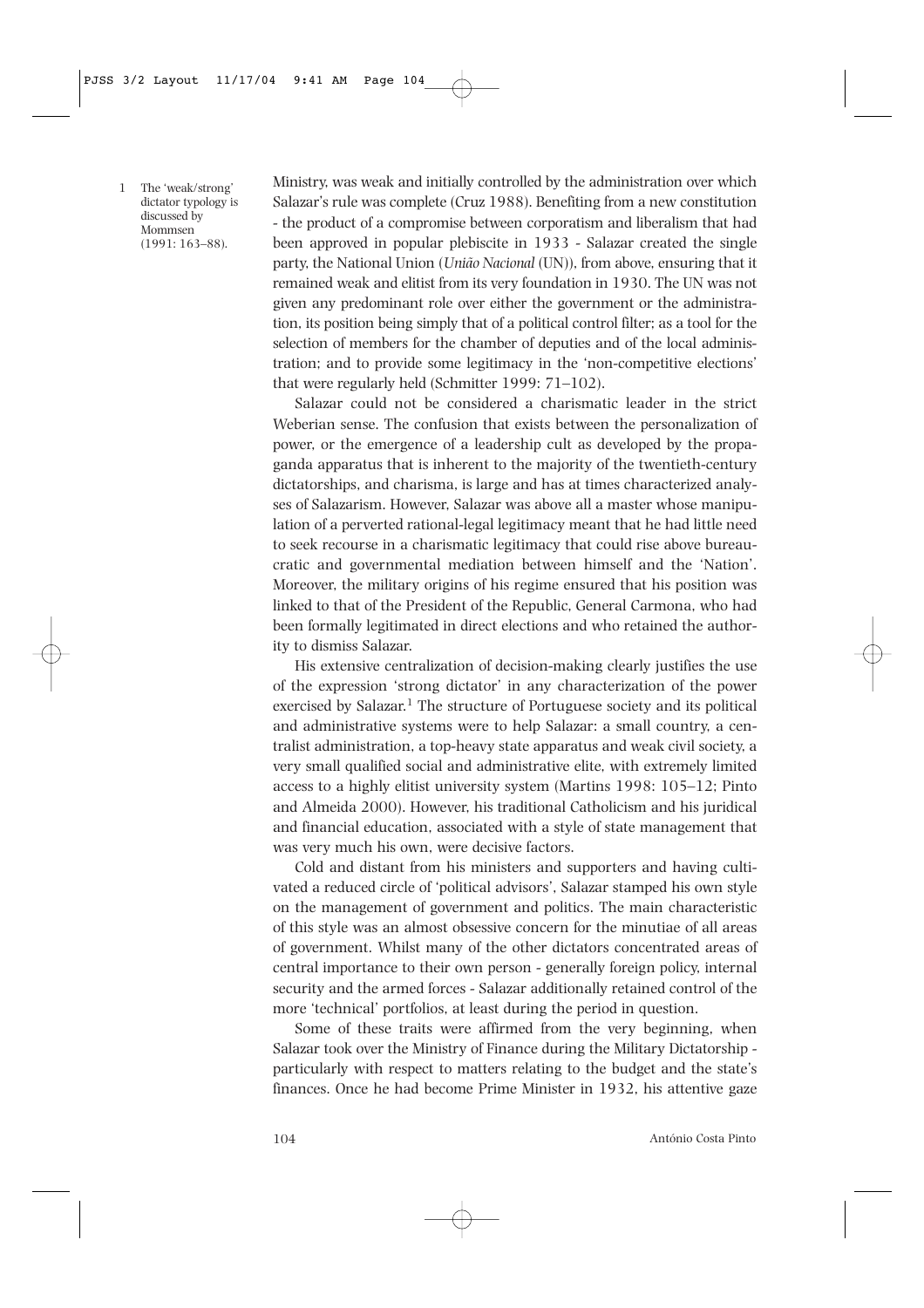Ministry, was weak and initially controlled by the administration over which Salazar's rule was complete (Cruz 1988). Benefiting from a new constitution - the product of a compromise between corporatism and liberalism that had been approved in popular plebiscite in 1933 - Salazar created the single party, the National Union (*União Nacional* (UN)), from above, ensuring that it remained weak and elitist from its very foundation in 1930. The UN was not given any predominant role over either the government or the administration, its position being simply that of a political control filter; as a tool for the selection of members for the chamber of deputies and of the local administration; and to provide some legitimacy in the 'non-competitive elections' that were regularly held (Schmitter 1999: 71–102).

Salazar could not be considered a charismatic leader in the strict Weberian sense. The confusion that exists between the personalization of power, or the emergence of a leadership cult as developed by the propaganda apparatus that is inherent to the majority of the twentieth-century dictatorships, and charisma, is large and has at times characterized analyses of Salazarism. However, Salazar was above all a master whose manipulation of a perverted rational-legal legitimacy meant that he had little need to seek recourse in a charismatic legitimacy that could rise above bureaucratic and governmental mediation between himself and the 'Nation'. Moreover, the military origins of his regime ensured that his position was linked to that of the President of the Republic, General Carmona, who had been formally legitimated in direct elections and who retained the authority to dismiss Salazar.

His extensive centralization of decision-making clearly justifies the use of the expression 'strong dictator' in any characterization of the power exercised by Salazar.[1] The structure of Portuguese society and its political and administrative systems were to help Salazar: a small country, a centralist administration, a top-heavy state apparatus and weak civil society, a very small qualified social and administrative elite, with extremely limited access to a highly elitist university system (Martins 1998: 105–12; Pinto and Almeida 2000). However, his traditional Catholicism and his juridical and financial education, associated with a style of state management that was very much his own, were decisive factors.

Cold and distant from his ministers and supporters and having cultivated a reduced circle of 'political advisors', Salazar stamped his own style on the management of government and politics. The main characteristic of this style was an almost obsessive concern for the minutiae of all areas of government. Whilst many of the other dictators concentrated areas of central importance to their own person - generally foreign policy, internal security and the armed forces - Salazar additionally retained control of the more 'technical' portfolios, at least during the period in question.

Some of these traits were affirmed from the very beginning, when Salazar took over the Ministry of Finance during the Military Dictatorship - particularly with respect to matters relating to the budget and the state's finances. Once he had become Prime Minister in 1932, his attentive gaze

1 The 'weak/strong' dictator typology is discussed by Mommsen (1991: 163–88).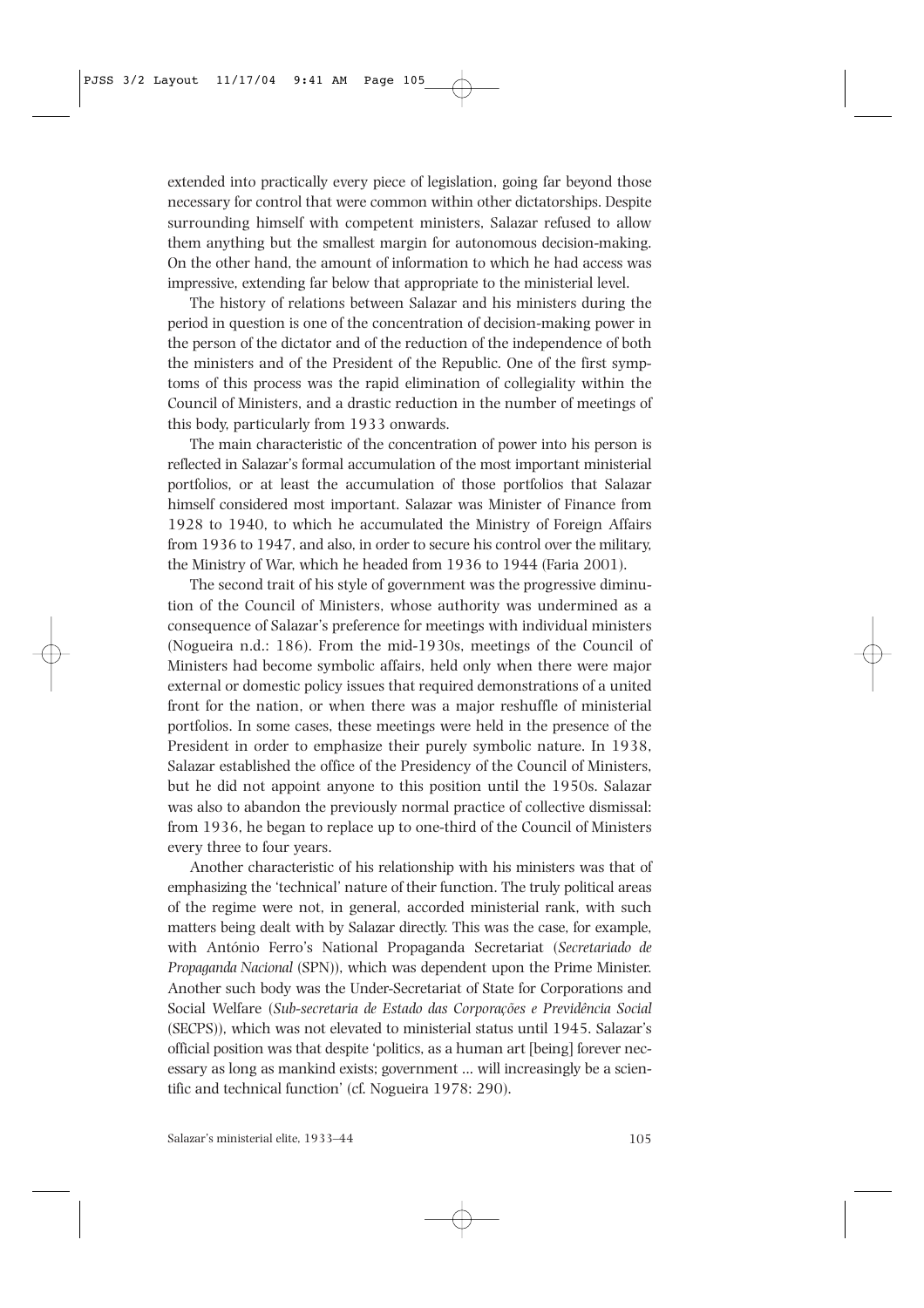extended into practically every piece of legislation, going far beyond those necessary for control that were common within other dictatorships. Despite surrounding himself with competent ministers, Salazar refused to allow them anything but the smallest margin for autonomous decision-making. On the other hand, the amount of information to which he had access was impressive, extending far below that appropriate to the ministerial level.

The history of relations between Salazar and his ministers during the period in question is one of the concentration of decision-making power in the person of the dictator and of the reduction of the independence of both the ministers and of the President of the Republic. One of the first symptoms of this process was the rapid elimination of collegiality within the Council of Ministers, and a drastic reduction in the number of meetings of this body, particularly from 1933 onwards.

The main characteristic of the concentration of power into his person is reflected in Salazar's formal accumulation of the most important ministerial portfolios, or at least the accumulation of those portfolios that Salazar himself considered most important. Salazar was Minister of Finance from 1928 to 1940, to which he accumulated the Ministry of Foreign Affairs from 1936 to 1947, and also, in order to secure his control over the military, the Ministry of War, which he headed from 1936 to 1944 (Faria 2001).

The second trait of his style of government was the progressive diminution of the Council of Ministers, whose authority was undermined as a consequence of Salazar's preference for meetings with individual ministers (Nogueira n.d.: 186). From the mid-1930s, meetings of the Council of Ministers had become symbolic affairs, held only when there were major external or domestic policy issues that required demonstrations of a united front for the nation, or when there was a major reshuffle of ministerial portfolios. In some cases, these meetings were held in the presence of the President in order to emphasize their purely symbolic nature. In 1938, Salazar established the office of the Presidency of the Council of Ministers, but he did not appoint anyone to this position until the 1950s. Salazar was also to abandon the previously normal practice of collective dismissal: from 1936, he began to replace up to one-third of the Council of Ministers every three to four years.

Another characteristic of his relationship with his ministers was that of emphasizing the 'technical' nature of their function. The truly political areas of the regime were not, in general, accorded ministerial rank, with such matters being dealt with by Salazar directly. This was the case, for example, with António Ferro's National Propaganda Secretariat (*Secretariado de Propaganda Nacional* (SPN)), which was dependent upon the Prime Minister. Another such body was the Under-Secretariat of State for Corporations and Social Welfare (*Sub-secretaria de Estado das Corporações e Previdência Social* (SECPS)), which was not elevated to ministerial status until 1945. Salazar's official position was that despite 'politics, as a human art [being] forever necessary as long as mankind exists; government ... will increasingly be a scientific and technical function' (cf. Nogueira 1978: 290).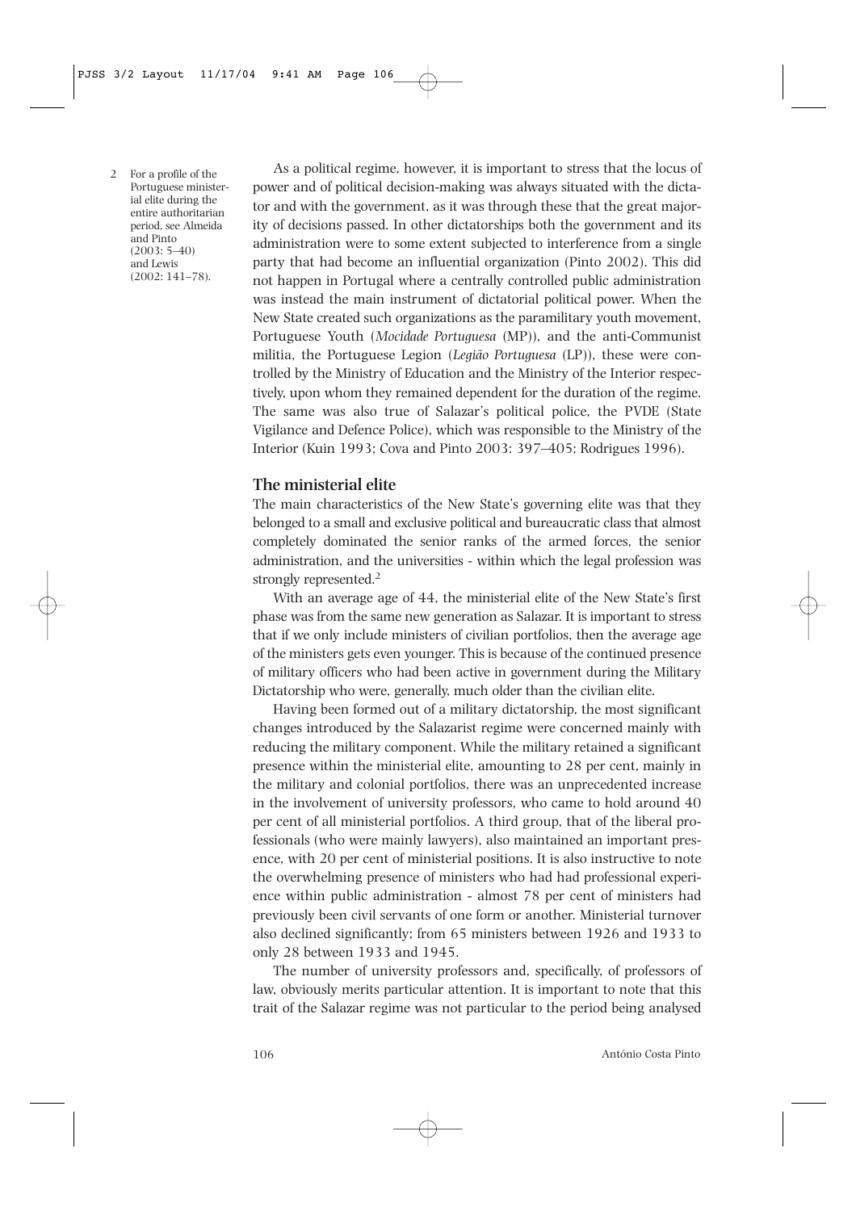As a political regime, however, it is important to stress that the locus of power and of political decision-making was always situated with the dictator and with the government, as it was through these that the great majority of decisions passed. In other dictatorships both the government and its administration were to some extent subjected to interference from a single party that had become an influential organization (Pinto 2002). This did not happen in Portugal where a centrally controlled public administration was instead the main instrument of dictatorial political power. When the New State created such organizations as the paramilitary youth movement, Portuguese Youth (*Mocidade Portuguesa* (MP)), and the anti-Communist militia, the Portuguese Legion (*Legião Portuguesa* (LP)), these were controlled by the Ministry of Education and the Ministry of the Interior respectively, upon whom they remained dependent for the duration of the regime. The same was also true of Salazar's political police, the PVDE (State Vigilance and Defence Police), which was responsible to the Ministry of the Interior (Kuin 1993; Cova and Pinto 2003: 397–405; Rodrigues 1996).

## The ministerial elite

The main characteristics of the New State's governing elite was that they belonged to a small and exclusive political and bureaucratic class that almost completely dominated the senior ranks of the armed forces, the senior administration, and the universities - within which the legal profession was strongly represented.[2]

With an average age of 44, the ministerial elite of the New State's first phase was from the same new generation as Salazar. It is important to stress that if we only include ministers of civilian portfolios, then the average age of the ministers gets even younger. This is because of the continued presence of military officers who had been active in government during the Military Dictatorship who were, generally, much older than the civilian elite.

Having been formed out of a military dictatorship, the most significant changes introduced by the Salazarist regime were concerned mainly with reducing the military component. While the military retained a significant presence within the ministerial elite, amounting to 28 per cent, mainly in the military and colonial portfolios, there was an unprecedented increase in the involvement of university professors, who came to hold around 40 per cent of all ministerial portfolios. A third group, that of the liberal professionals (who were mainly lawyers), also maintained an important presence, with 20 per cent of ministerial positions. It is also instructive to note the overwhelming presence of ministers who had had professional experience within public administration - almost 78 per cent of ministers had previously been civil servants of one form or another. Ministerial turnover also declined significantly; from 65 ministers between 1926 and 1933 to only 28 between 1933 and 1945.

The number of university professors and, specifically, of professors of law, obviously merits particular attention. It is important to note that this trait of the Salazar regime was not particular to the period being analysed

2 For a profile of the Portuguese ministerial elite during the entire authoritarian period, see Almeida and Pinto (2003: 5–40) and Lewis (2002: 141–78).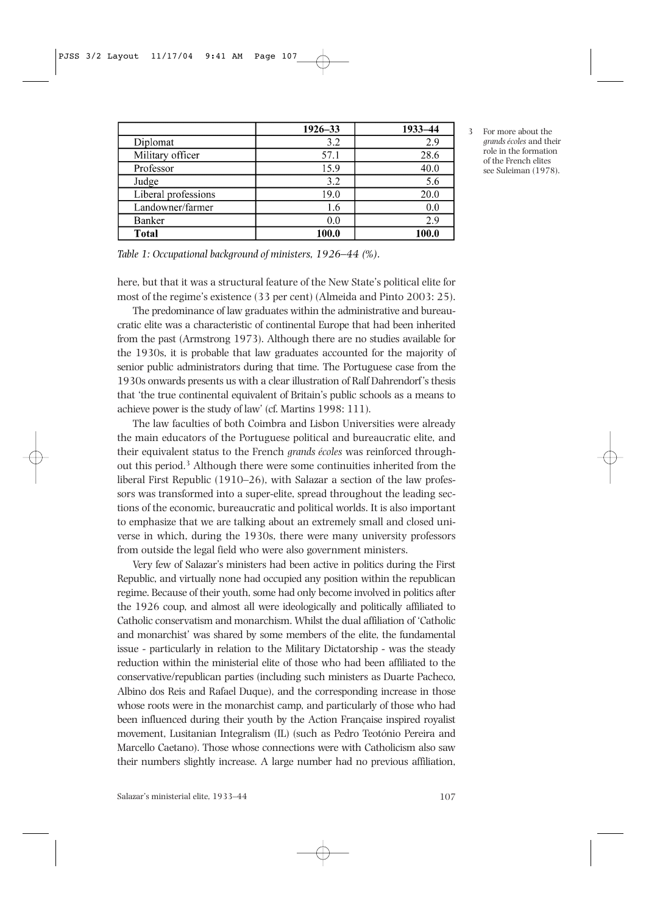| | 1926–33 | 1933–44 |
|---|---|---|
| Diplomat | 3.2 | 2.9 |
| Military officer | 57.1 | 28.6 |
| Professor | 15.9 | 40.0 |
| Judge | 3.2 | 5.6 |
| Liberal professions | 19.0 | 20.0 |
| Landowner/farmer | 1.6 | 0.0 |
| Banker | 0.0 | 2.9 |
| **Total** | **100.0** | **100.0** |

*Table 1: Occupational background of ministers, 1926–44 (%).*

here, but that it was a structural feature of the New State's political elite for most of the regime's existence (33 per cent) (Almeida and Pinto 2003: 25).

The predominance of law graduates within the administrative and bureaucratic elite was a characteristic of continental Europe that had been inherited from the past (Armstrong 1973). Although there are no studies available for the 1930s, it is probable that law graduates accounted for the majority of senior public administrators during that time. The Portuguese case from the 1930s onwards presents us with a clear illustration of Ralf Dahrendorf's thesis that 'the true continental equivalent of Britain's public schools as a means to achieve power is the study of law' (cf. Martins 1998: 111).

The law faculties of both Coimbra and Lisbon Universities were already the main educators of the Portuguese political and bureaucratic elite, and their equivalent status to the French *grands écoles* was reinforced throughout this period.[3] Although there were some continuities inherited from the liberal First Republic (1910–26), with Salazar a section of the law professors was transformed into a super-elite, spread throughout the leading sections of the economic, bureaucratic and political worlds. It is also important to emphasize that we are talking about an extremely small and closed universe in which, during the 1930s, there were many university professors from outside the legal field who were also government ministers.

Very few of Salazar's ministers had been active in politics during the First Republic, and virtually none had occupied any position within the republican regime. Because of their youth, some had only become involved in politics after the 1926 coup, and almost all were ideologically and politically affiliated to Catholic conservatism and monarchism. Whilst the dual affiliation of 'Catholic and monarchist' was shared by some members of the elite, the fundamental issue - particularly in relation to the Military Dictatorship - was the steady reduction within the ministerial elite of those who had been affiliated to the conservative/republican parties (including such ministers as Duarte Pacheco, Albino dos Reis and Rafael Duque), and the corresponding increase in those whose roots were in the monarchist camp, and particularly of those who had been influenced during their youth by the Action Française inspired royalist movement, Lusitanian Integralism (IL) (such as Pedro Teotónio Pereira and Marcello Caetano). Those whose connections were with Catholicism also saw their numbers slightly increase. A large number had no previous affiliation,

3 For more about the *grands écoles* and their role in the formation of the French elites see Suleiman (1978).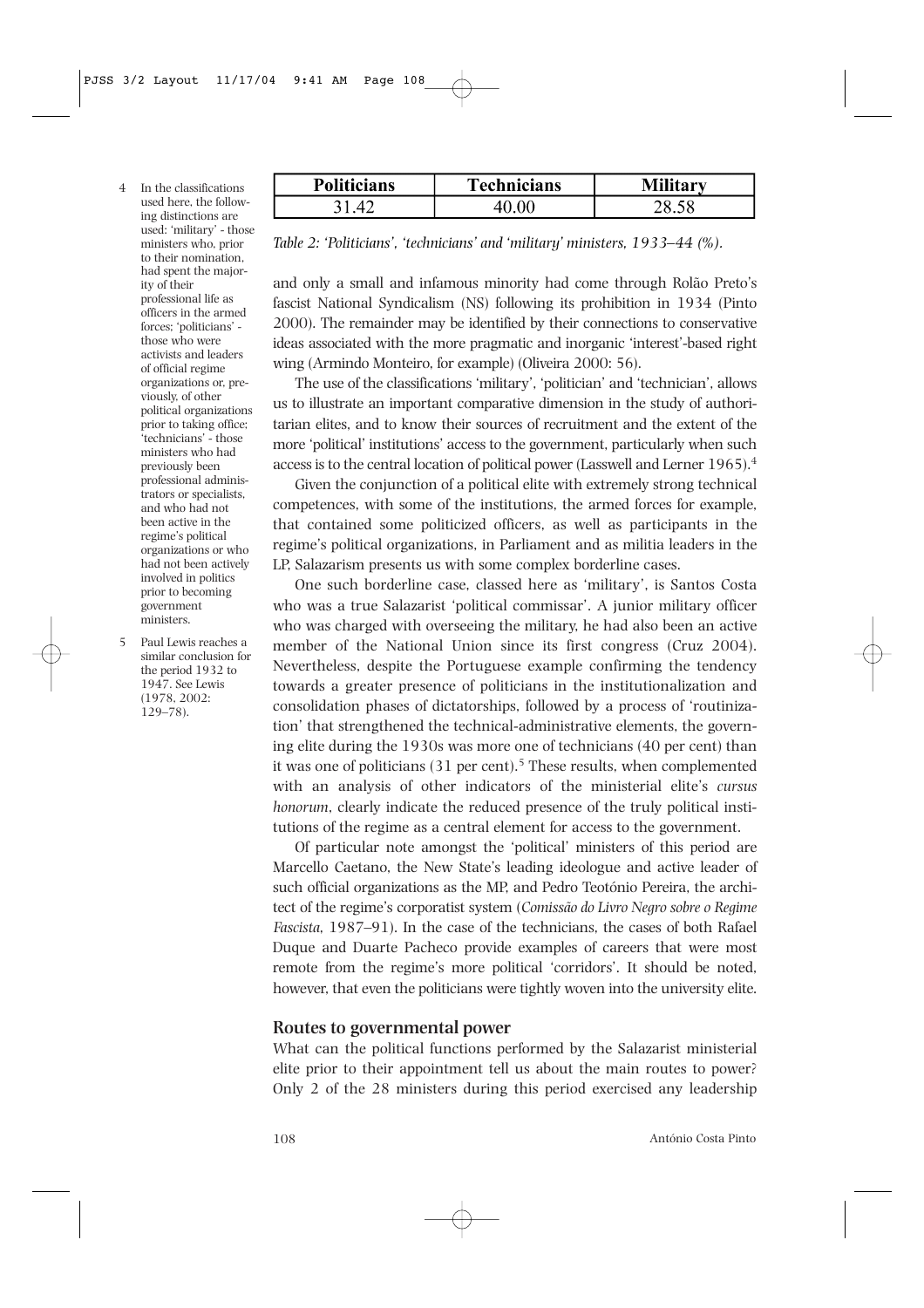| Politicians | Technicians | Military |
|---|---|---|
| 31.42 | 40.00 | 28.58 |

*Table 2: 'Politicians', 'technicians' and 'military' ministers, 1933–44 (%).*

and only a small and infamous minority had come through Rolão Preto's fascist National Syndicalism (NS) following its prohibition in 1934 (Pinto 2000). The remainder may be identified by their connections to conservative ideas associated with the more pragmatic and inorganic 'interest'-based right wing (Armindo Monteiro, for example) (Oliveira 2000: 56).

The use of the classifications 'military', 'politician' and 'technician', allows us to illustrate an important comparative dimension in the study of authoritarian elites, and to know their sources of recruitment and the extent of the more 'political' institutions' access to the government, particularly when such access is to the central location of political power (Lasswell and Lerner 1965).[4]

Given the conjunction of a political elite with extremely strong technical competences, with some of the institutions, the armed forces for example, that contained some politicized officers, as well as participants in the regime's political organizations, in Parliament and as militia leaders in the LP, Salazarism presents us with some complex borderline cases.

One such borderline case, classed here as 'military', is Santos Costa who was a true Salazarist 'political commissar'. A junior military officer who was charged with overseeing the military, he had also been an active member of the National Union since its first congress (Cruz 2004). Nevertheless, despite the Portuguese example confirming the tendency towards a greater presence of politicians in the institutionalization and consolidation phases of dictatorships, followed by a process of 'routinization' that strengthened the technical-administrative elements, the governing elite during the 1930s was more one of technicians (40 per cent) than it was one of politicians (31 per cent).[5] These results, when complemented with an analysis of other indicators of the ministerial elite's *cursus honorum*, clearly indicate the reduced presence of the truly political institutions of the regime as a central element for access to the government.

Of particular note amongst the 'political' ministers of this period are Marcello Caetano, the New State's leading ideologue and active leader of such official organizations as the MP, and Pedro Teotónio Pereira, the architect of the regime's corporatist system (*Comissão do Livro Negro sobre o Regime Fascista*, 1987–91). In the case of the technicians, the cases of both Rafael Duque and Duarte Pacheco provide examples of careers that were most remote from the regime's more political 'corridors'. It should be noted, however, that even the politicians were tightly woven into the university elite.

## Routes to governmental power

What can the political functions performed by the Salazarist ministerial elite prior to their appointment tell us about the main routes to power? Only 2 of the 28 ministers during this period exercised any leadership

4 In the classifications used here, the following distinctions are used: 'military' - those ministers who, prior to their nomination, had spent the majority of their professional life as officers in the armed forces; 'politicians' - those who were activists and leaders of official regime organizations or, previously, of other political organizations prior to taking office; 'technicians' - those ministers who had previously been professional administrators or specialists, and who had not been active in the regime's political organizations or who had not been actively involved in politics prior to becoming government ministers.

5 Paul Lewis reaches a similar conclusion for the period 1932 to 1947. See Lewis (1978, 2002: 129–78).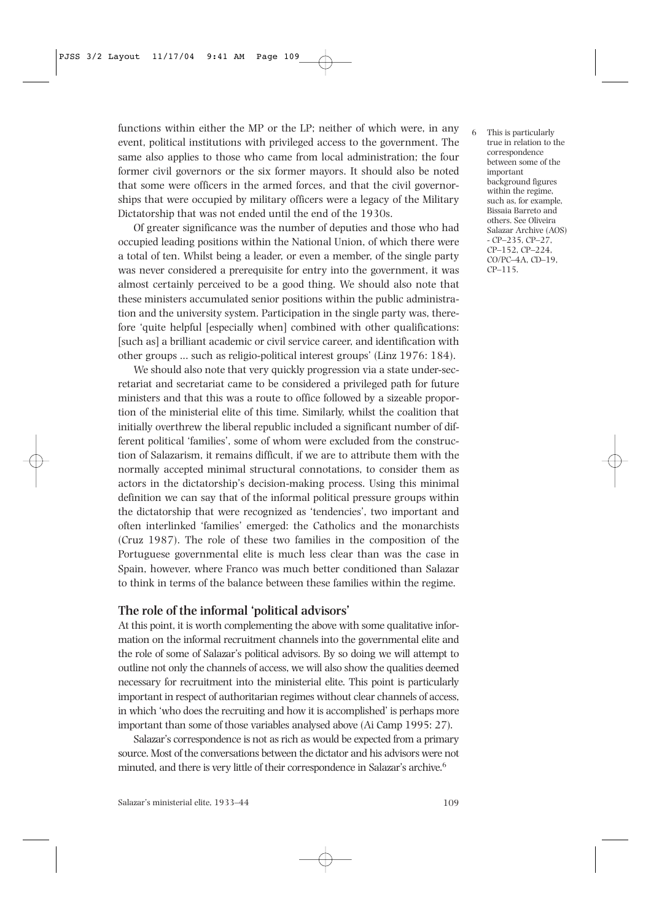functions within either the MP or the LP; neither of which were, in any event, political institutions with privileged access to the government. The same also applies to those who came from local administration; the four former civil governors or the six former mayors. It should also be noted that some were officers in the armed forces, and that the civil governorships that were occupied by military officers were a legacy of the Military Dictatorship that was not ended until the end of the 1930s.

Of greater significance was the number of deputies and those who had occupied leading positions within the National Union, of which there were a total of ten. Whilst being a leader, or even a member, of the single party was never considered a prerequisite for entry into the government, it was almost certainly perceived to be a good thing. We should also note that these ministers accumulated senior positions within the public administration and the university system. Participation in the single party was, therefore 'quite helpful [especially when] combined with other qualifications: [such as] a brilliant academic or civil service career, and identification with other groups ... such as religio-political interest groups' (Linz 1976: 184).

We should also note that very quickly progression via a state under-secretariat and secretariat came to be considered a privileged path for future ministers and that this was a route to office followed by a sizeable proportion of the ministerial elite of this time. Similarly, whilst the coalition that initially overthrew the liberal republic included a significant number of different political 'families', some of whom were excluded from the construction of Salazarism, it remains difficult, if we are to attribute them with the normally accepted minimal structural connotations, to consider them as actors in the dictatorship's decision-making process. Using this minimal definition we can say that of the informal political pressure groups within the dictatorship that were recognized as 'tendencies', two important and often interlinked 'families' emerged: the Catholics and the monarchists (Cruz 1987). The role of these two families in the composition of the Portuguese governmental elite is much less clear than was the case in Spain, however, where Franco was much better conditioned than Salazar to think in terms of the balance between these families within the regime.

## The role of the informal 'political advisors'

At this point, it is worth complementing the above with some qualitative information on the informal recruitment channels into the governmental elite and the role of some of Salazar's political advisors. By so doing we will attempt to outline not only the channels of access, we will also show the qualities deemed necessary for recruitment into the ministerial elite. This point is particularly important in respect of authoritarian regimes without clear channels of access, in which 'who does the recruiting and how it is accomplished' is perhaps more important than some of those variables analysed above (Ai Camp 1995: 27).

Salazar's correspondence is not as rich as would be expected from a primary source. Most of the conversations between the dictator and his advisors were not minuted, and there is very little of their correspondence in Salazar's archive.[6]

6 This is particularly true in relation to the correspondence between some of the important background figures within the regime, such as, for example, Bissaia Barreto and others. See Oliveira Salazar Archive (AOS) - CP–235, CP–27, CP–152, CP–224, CO/PC–4A, CD–19, CP–115.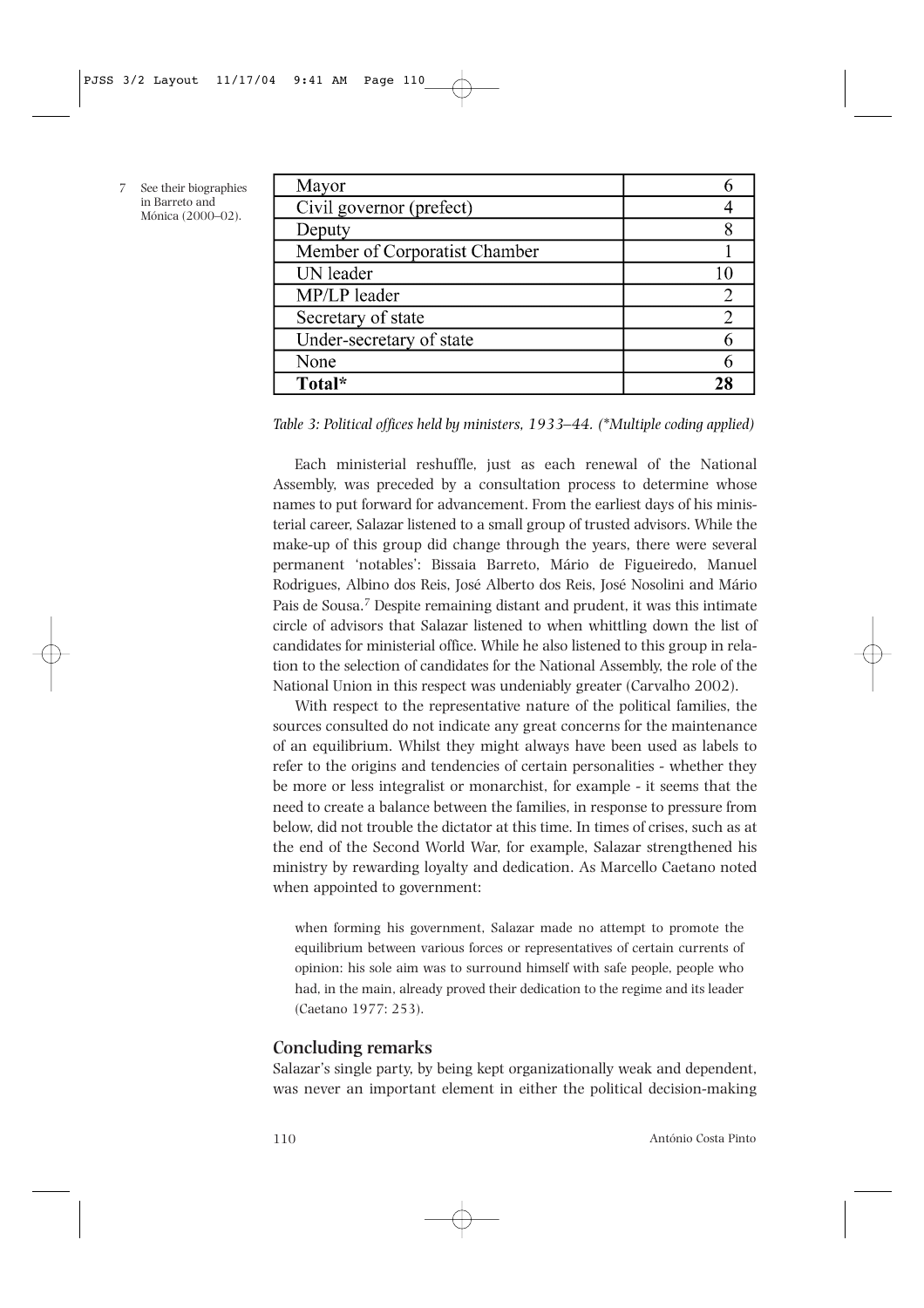| | |
|---|---|
| Mayor | 6 |
| Civil governor (prefect) | 4 |
| Deputy | 8 |
| Member of Corporatist Chamber | 1 |
| UN leader | 10 |
| MP/LP leader | 2 |
| Secretary of state | 2 |
| Under-secretary of state | 6 |
| None | 6 |
| **Total*** | **28** |

*Table 3: Political offices held by ministers, 1933–44. (*Multiple coding applied)*

Each ministerial reshuffle, just as each renewal of the National Assembly, was preceded by a consultation process to determine whose names to put forward for advancement. From the earliest days of his ministerial career, Salazar listened to a small group of trusted advisors. While the make-up of this group did change through the years, there were several permanent 'notables': Bissaia Barreto, Mário de Figueiredo, Manuel Rodrigues, Albino dos Reis, José Alberto dos Reis, José Nosolini and Mário Pais de Sousa.[7] Despite remaining distant and prudent, it was this intimate circle of advisors that Salazar listened to when whittling down the list of candidates for ministerial office. While he also listened to this group in relation to the selection of candidates for the National Assembly, the role of the National Union in this respect was undeniably greater (Carvalho 2002).

7 See their biographies in Barreto and Mónica (2000–02).

With respect to the representative nature of the political families, the sources consulted do not indicate any great concerns for the maintenance of an equilibrium. Whilst they might always have been used as labels to refer to the origins and tendencies of certain personalities - whether they be more or less integralist or monarchist, for example - it seems that the need to create a balance between the families, in response to pressure from below, did not trouble the dictator at this time. In times of crises, such as at the end of the Second World War, for example, Salazar strengthened his ministry by rewarding loyalty and dedication. As Marcello Caetano noted when appointed to government:

> when forming his government, Salazar made no attempt to promote the equilibrium between various forces or representatives of certain currents of opinion: his sole aim was to surround himself with safe people, people who had, in the main, already proved their dedication to the regime and its leader (Caetano 1977: 253).

## Concluding remarks

Salazar's single party, by being kept organizationally weak and dependent, was never an important element in either the political decision-making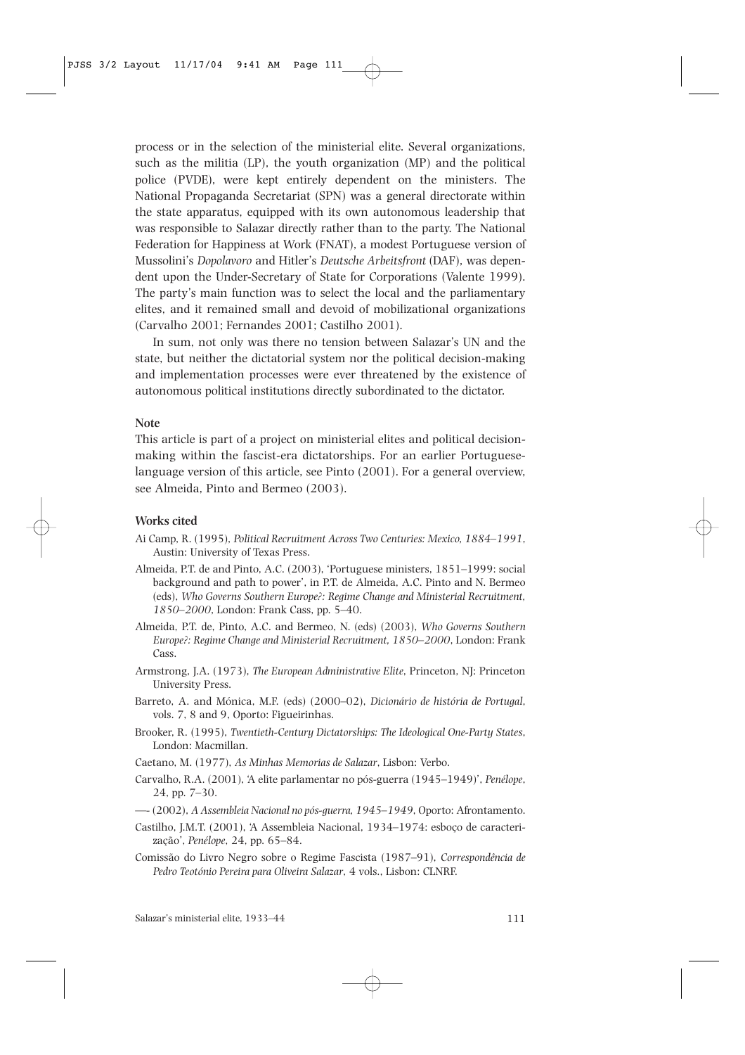process or in the selection of the ministerial elite. Several organizations, such as the militia (LP), the youth organization (MP) and the political police (PVDE), were kept entirely dependent on the ministers. The National Propaganda Secretariat (SPN) was a general directorate within the state apparatus, equipped with its own autonomous leadership that was responsible to Salazar directly rather than to the party. The National Federation for Happiness at Work (FNAT), a modest Portuguese version of Mussolini's *Dopolavoro* and Hitler's *Deutsche Arbeitsfront* (DAF), was dependent upon the Under-Secretary of State for Corporations (Valente 1999). The party's main function was to select the local and the parliamentary elites, and it remained small and devoid of mobilizational organizations (Carvalho 2001; Fernandes 2001; Castilho 2001).

In sum, not only was there no tension between Salazar's UN and the state, but neither the dictatorial system nor the political decision-making and implementation processes were ever threatened by the existence of autonomous political institutions directly subordinated to the dictator.

### Note

This article is part of a project on ministerial elites and political decision-making within the fascist-era dictatorships. For an earlier Portuguese-language version of this article, see Pinto (2001). For a general overview, see Almeida, Pinto and Bermeo (2003).

### Works cited

Ai Camp, R. (1995), *Political Recruitment Across Two Centuries: Mexico, 1884–1991*, Austin: University of Texas Press.

Almeida, P.T. de and Pinto, A.C. (2003), 'Portuguese ministers, 1851–1999: social background and path to power', in P.T. de Almeida, A.C. Pinto and N. Bermeo (eds), *Who Governs Southern Europe?: Regime Change and Ministerial Recruitment, 1850–2000*, London: Frank Cass, pp. 5–40.

Almeida, P.T. de, Pinto, A.C. and Bermeo, N. (eds) (2003), *Who Governs Southern Europe?: Regime Change and Ministerial Recruitment, 1850–2000*, London: Frank Cass.

Armstrong, J.A. (1973), *The European Administrative Elite*, Princeton, NJ: Princeton University Press.

Barreto, A. and Mónica, M.F. (eds) (2000–02), *Dicionário de história de Portugal*, vols. 7, 8 and 9, Oporto: Figueirinhas.

Brooker, R. (1995), *Twentieth-Century Dictatorships: The Ideological One-Party States*, London: Macmillan.

Caetano, M. (1977), *As Minhas Memorias de Salazar*, Lisbon: Verbo.

Carvalho, R.A. (2001), 'A elite parlamentar no pós-guerra (1945–1949)', *Penélope*, 24, pp. 7–30.

—— (2002), *A Assembleia Nacional no pós-guerra, 1945–1949*, Oporto: Afrontamento.

Castilho, J.M.T. (2001), 'A Assembleia Nacional, 1934–1974: esboço de caracterização', *Penélope*, 24, pp. 65–84.

Comissão do Livro Negro sobre o Regime Fascista (1987–91), *Correspondência de Pedro Teotónio Pereira para Oliveira Salazar*, 4 vols., Lisbon: CLNRF.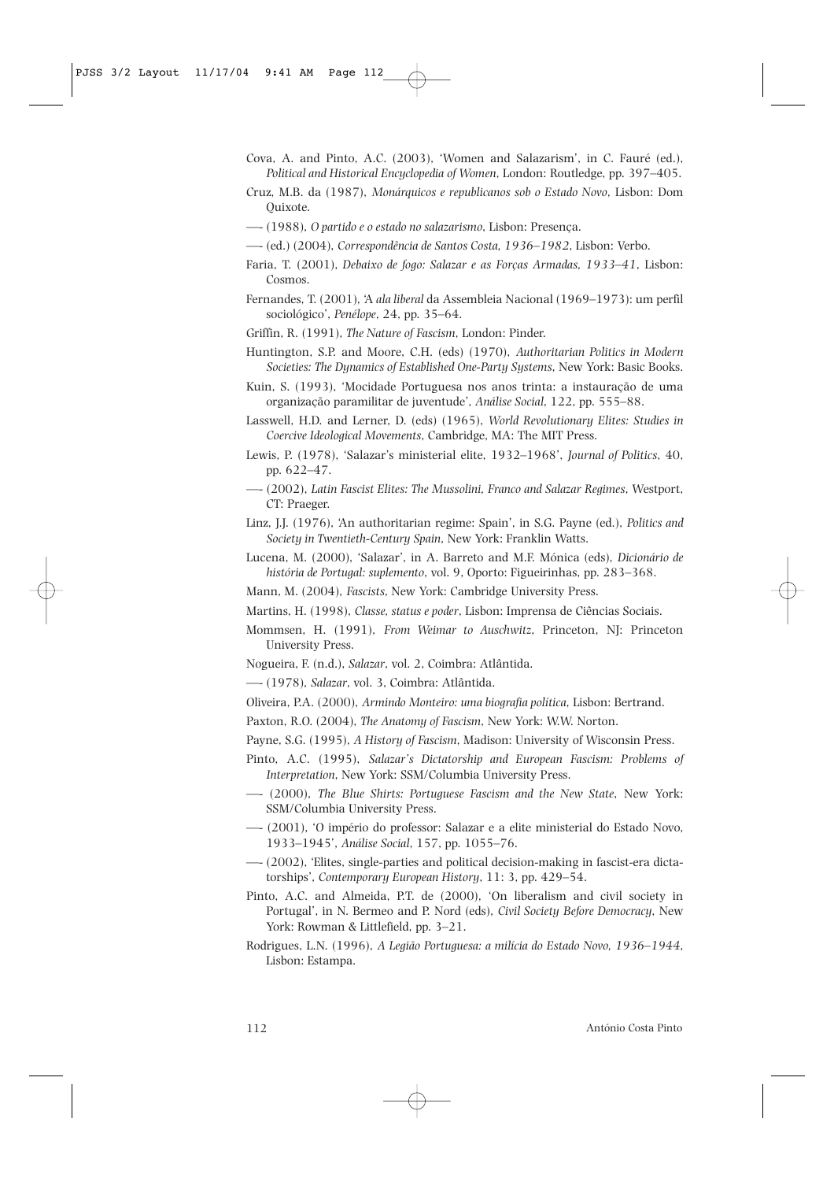Cova, A. and Pinto, A.C. (2003), 'Women and Salazarism', in C. Fauré (ed.), *Political and Historical Encyclopedia of Women*, London: Routledge, pp. 397–405.

Cruz, M.B. da (1987), *Monárquicos e republicanos sob o Estado Novo*, Lisbon: Dom Quixote.

—- (1988), *O partido e o estado no salazarismo*, Lisbon: Presença.

—- (ed.) (2004), *Correspondência de Santos Costa, 1936–1982*, Lisbon: Verbo.

Faria, T. (2001), *Debaixo de fogo: Salazar e as Forças Armadas, 1933–41*, Lisbon: Cosmos.

Fernandes, T. (2001), 'A *ala liberal* da Assembleia Nacional (1969–1973): um perfil sociológico', *Penélope*, 24, pp. 35–64.

Griffin, R. (1991), *The Nature of Fascism*, London: Pinder.

Huntington, S.P. and Moore, C.H. (eds) (1970), *Authoritarian Politics in Modern Societies: The Dynamics of Established One-Party Systems*, New York: Basic Books.

Kuin, S. (1993), 'Mocidade Portuguesa nos anos trinta: a instauração de uma organização paramilitar de juventude', *Análise Social*, 122, pp. 555–88.

Lasswell, H.D. and Lerner, D. (eds) (1965), *World Revolutionary Elites: Studies in Coercive Ideological Movements*, Cambridge, MA: The MIT Press.

Lewis, P. (1978), 'Salazar's ministerial elite, 1932–1968', *Journal of Politics*, 40, pp. 622–47.

—- (2002), *Latin Fascist Elites: The Mussolini, Franco and Salazar Regimes*, Westport, CT: Praeger.

Linz, J.J. (1976), 'An authoritarian regime: Spain', in S.G. Payne (ed.), *Politics and Society in Twentieth-Century Spain*, New York: Franklin Watts.

Lucena, M. (2000), 'Salazar', in A. Barreto and M.F. Mónica (eds), *Dicionário de história de Portugal: suplemento*, vol. 9, Oporto: Figueirinhas, pp. 283–368.

Mann, M. (2004), *Fascists*, New York: Cambridge University Press.

Martins, H. (1998), *Classe, status e poder*, Lisbon: Imprensa de Ciências Sociais.

Mommsen, H. (1991), *From Weimar to Auschwitz*, Princeton, NJ: Princeton University Press.

Nogueira, F. (n.d.), *Salazar*, vol. 2, Coimbra: Atlântida.

—- (1978), *Salazar*, vol. 3, Coimbra: Atlântida.

Oliveira, P.A. (2000), *Armindo Monteiro: uma biografia política*, Lisbon: Bertrand.

Paxton, R.O. (2004), *The Anatomy of Fascism*, New York: W.W. Norton.

Payne, S.G. (1995), *A History of Fascism*, Madison: University of Wisconsin Press.

Pinto, A.C. (1995), *Salazar's Dictatorship and European Fascism: Problems of Interpretation*, New York: SSM/Columbia University Press.

—- (2000), *The Blue Shirts: Portuguese Fascism and the New State*, New York: SSM/Columbia University Press.

—- (2001), 'O império do professor: Salazar e a elite ministerial do Estado Novo, 1933–1945', *Análise Social*, 157, pp. 1055–76.

—- (2002), 'Elites, single-parties and political decision-making in fascist-era dictatorships', *Contemporary European History*, 11: 3, pp. 429–54.

Pinto, A.C. and Almeida, P.T. de (2000), 'On liberalism and civil society in Portugal', in N. Bermeo and P. Nord (eds), *Civil Society Before Democracy*, New York: Rowman & Littlefield, pp. 3–21.

Rodrigues, L.N. (1996), *A Legião Portuguesa: a milícia do Estado Novo, 1936–1944*, Lisbon: Estampa.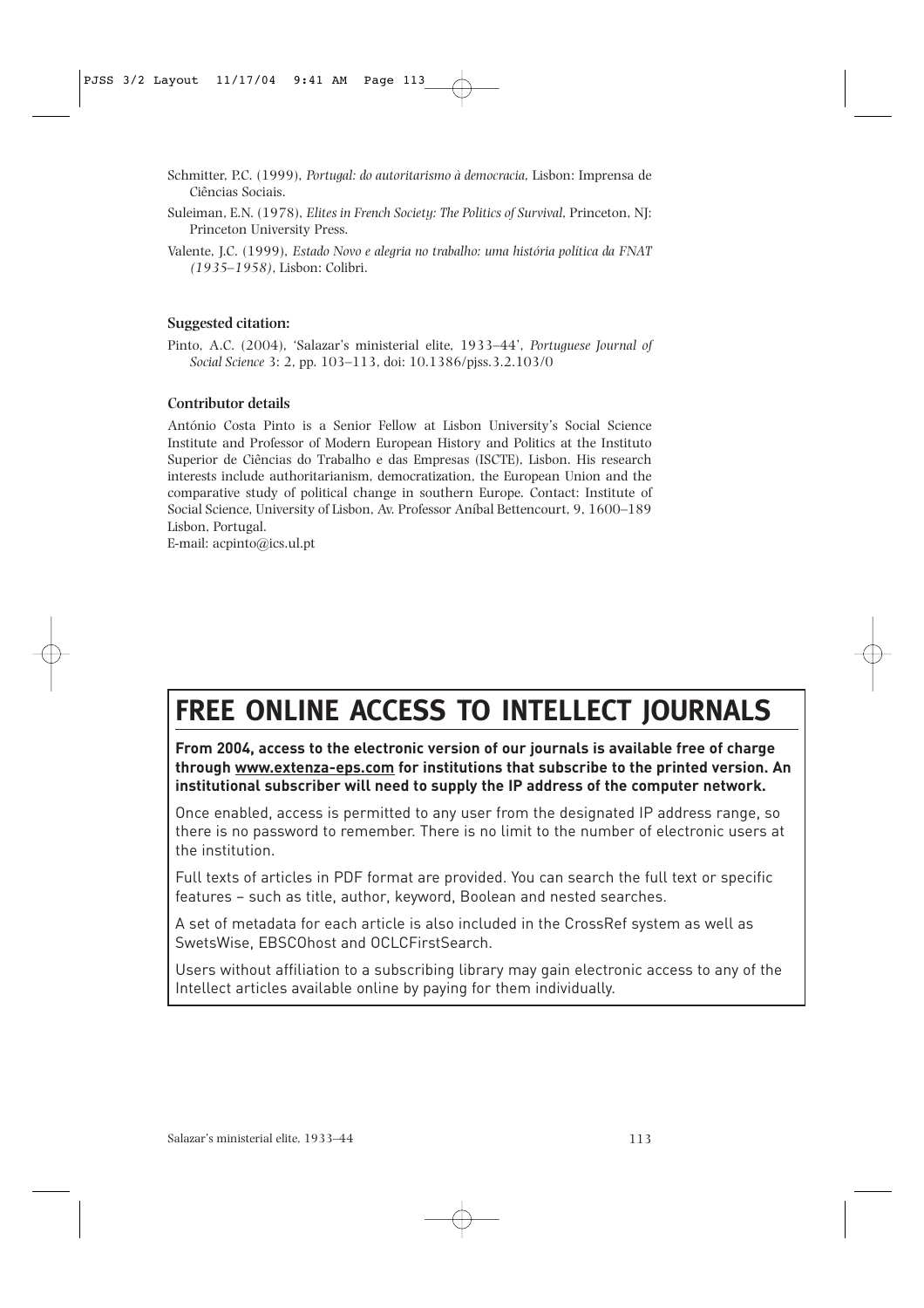Schmitter, P.C. (1999), *Portugal: do autoritarismo à democracia*, Lisbon: Imprensa de Ciências Sociais.

Suleiman, E.N. (1978), *Elites in French Society: The Politics of Survival*, Princeton, NJ: Princeton University Press.

Valente, J.C. (1999), *Estado Novo e alegria no trabalho: uma história política da FNAT (1935–1958)*, Lisbon: Colibri.

### Suggested citation:

Pinto, A.C. (2004), 'Salazar's ministerial elite, 1933–44', *Portuguese Journal of Social Science* 3: 2, pp. 103–113, doi: 10.1386/pjss.3.2.103/0

### Contributor details

António Costa Pinto is a Senior Fellow at Lisbon University's Social Science Institute and Professor of Modern European History and Politics at the Instituto Superior de Ciências do Trabalho e das Empresas (ISCTE), Lisbon. His research interests include authoritarianism, democratization, the European Union and the comparative study of political change in southern Europe. Contact: Institute of Social Science, University of Lisbon, Av. Professor Aníbal Bettencourt, 9, 1600–189 Lisbon, Portugal.
E-mail: acpinto@ics.ul.pt

## FREE ONLINE ACCESS TO INTELLECT JOURNALS

**From 2004, access to the electronic version of our journals is available free of charge through www.extenza-eps.com for institutions that subscribe to the printed version. An institutional subscriber will need to supply the IP address of the computer network.**

Once enabled, access is permitted to any user from the designated IP address range, so there is no password to remember. There is no limit to the number of electronic users at the institution.

Full texts of articles in PDF format are provided. You can search the full text or specific features – such as title, author, keyword, Boolean and nested searches.

A set of metadata for each article is also included in the CrossRef system as well as SwetsWise, EBSCOhost and OCLCFirstSearch.

Users without affiliation to a subscribing library may gain electronic access to any of the Intellect articles available online by paying for them individually.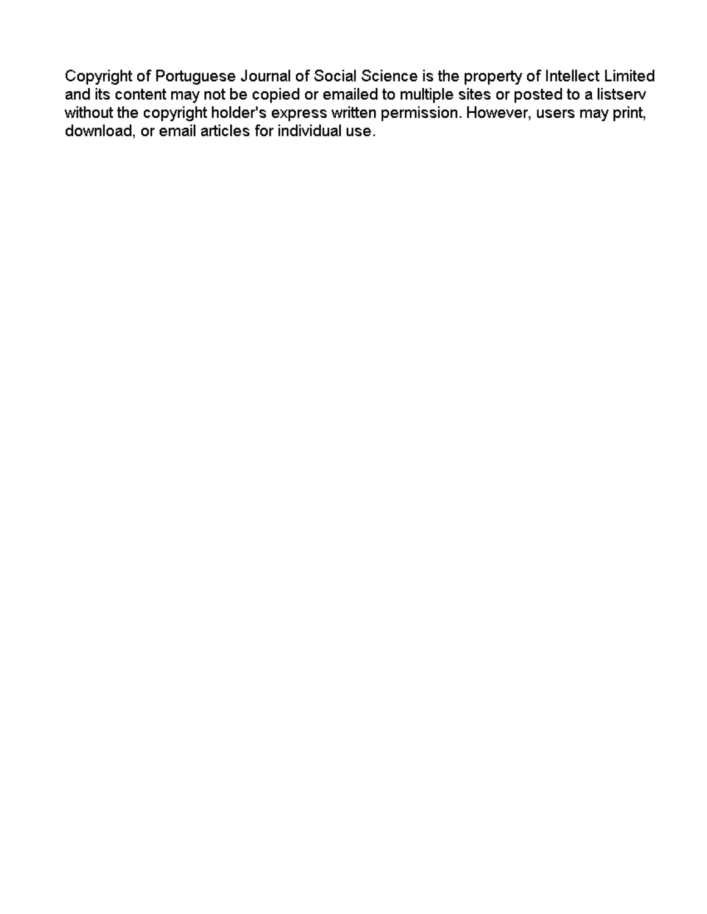Copyright of Portuguese Journal of Social Science is the property of Intellect Limited and its content may not be copied or emailed to multiple sites or posted to a listserv without the copyright holder's express written permission. However, users may print, download, or email articles for individual use.